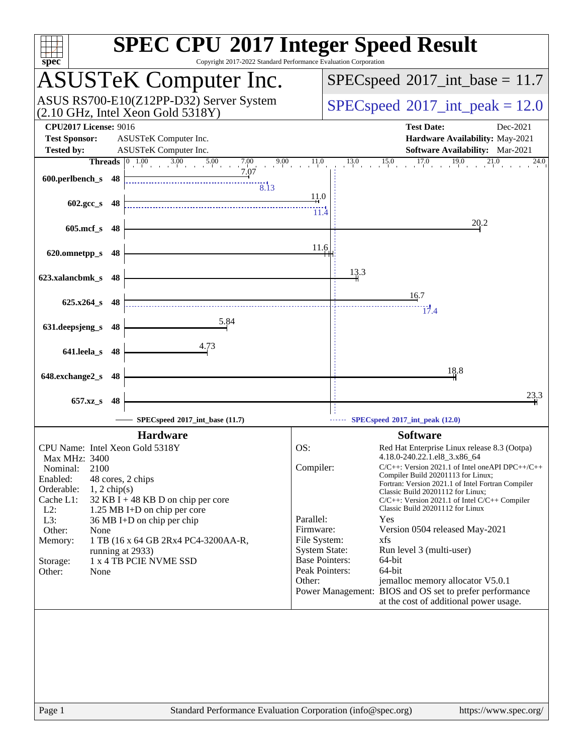# SPEC CPU 2017 Integer Speed Result

Copyright 2017-2022 Standard Performance Evaluation Corporation

## ASUSTeK Computer Inc.

ASUS RS700-E10(Z12PP-D32) Server System (2.10 GHz, Intel Xeon Gold 5318Y)

**SPECspeed 2017_int_base = 11.7**

**SPECspeed 2017_int_peak = 12.0**

| | | | |
|---|---|---|---|
| **CPU2017 License:** | 9016 | **Test Date:** | Dec-2021 |
| **Test Sponsor:** | ASUSTeK Computer Inc. | **Hardware Availability:** | May-2021 |
| **Tested by:** | ASUSTeK Computer Inc. | **Software Availability:** | Mar-2021 |

| Benchmark | Threads | Base | Peak |
|---|---|---|---|
| 600.perlbench_s | 48 | 7.07 | 8.13 |
| 602.gcc_s | 48 | 11.0 | 11.4 |
| 605.mcf_s | 48 | 20.2 | |
| 620.omnetpp_s | 48 | 11.6 | |
| 623.xalancbmk_s | 48 | 13.3 | |
| 625.x264_s | 48 | 16.7 | 17.4 |
| 631.deepsjeng_s | 48 | 5.84 | |
| 641.leela_s | 48 | 4.73 | |
| 648.exchange2_s | 48 | 18.8 | |
| 657.xz_s | 48 | 23.3 | |

SPECspeed 2017_int_base (11.7) — SPECspeed 2017_int_peak (12.0)

### Hardware

- CPU Name: Intel Xeon Gold 5318Y
- Max MHz: 3400
- Nominal: 2100
- Enabled: 48 cores, 2 chips
- Orderable: 1, 2 chip(s)
- Cache L1: 32 KB I + 48 KB D on chip per core
- L2: 1.25 MB I+D on chip per core
- L3: 36 MB I+D on chip per chip
- Other: None
- Memory: 1 TB (16 x 64 GB 2Rx4 PC4-3200AA-R, running at 2933)
- Storage: 1 x 4 TB PCIE NVME SSD
- Other: None

### Software

- OS: Red Hat Enterprise Linux release 8.3 (Ootpa) 4.18.0-240.22.1.el8_3.x86_64
- Compiler: C/C++: Version 2021.1 of Intel oneAPI DPC++/C++ Compiler Build 20201113 for Linux; Fortran: Version 2021.1 of Intel Fortran Compiler Classic Build 20201112 for Linux; C/C++: Version 2021.1 of Intel C/C++ Compiler Classic Build 20201112 for Linux
- Parallel: Yes
- Firmware: Version 0504 released May-2021
- File System: xfs
- System State: Run level 3 (multi-user)
- Base Pointers: 64-bit
- Peak Pointers: 64-bit
- Other: jemalloc memory allocator V5.0.1
- Power Management: BIOS and OS set to prefer performance at the cost of additional power usage.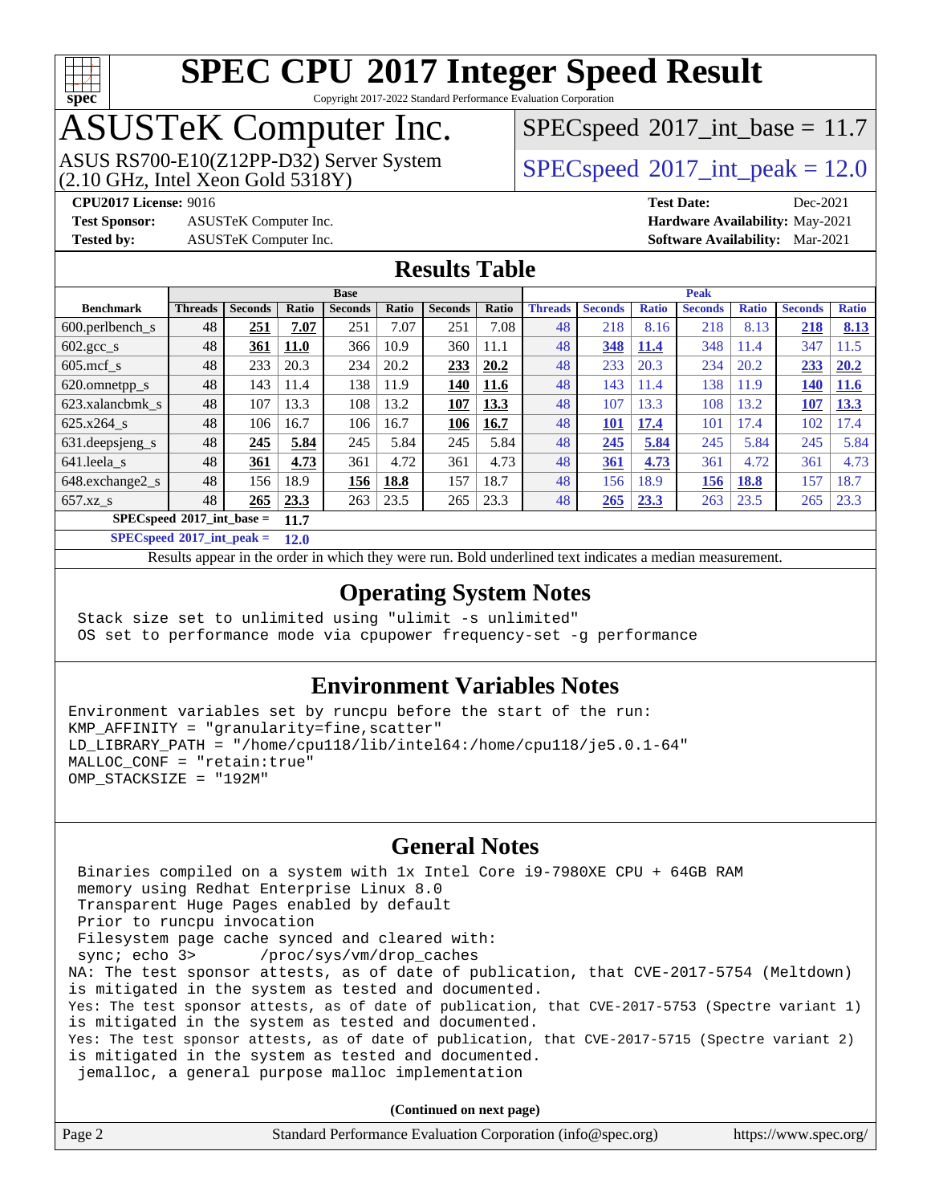# SPEC CPU 2017 Integer Speed Result

Copyright 2017-2022 Standard Performance Evaluation Corporation

# ASUSTeK Computer Inc.

ASUS RS700-E10(Z12PP-D32) Server System (2.10 GHz, Intel Xeon Gold 5318Y)

SPECspeed 2017_int_base = 11.7

SPECspeed 2017_int_peak = 12.0

**CPU2017 License:** 9016
**Test Sponsor:** ASUSTeK Computer Inc.
**Tested by:** ASUSTeK Computer Inc.

**Test Date:** Dec-2021
**Hardware Availability:** May-2021
**Software Availability:** Mar-2021

## Results Table

| Benchmark | Base | | | | | | | Peak | | | | | | |
|---|---|---|---|---|---|---|---|---|---|---|---|---|---|---|
| | Threads | Seconds | Ratio | Seconds | Ratio | Seconds | Ratio | Threads | Seconds | Ratio | Seconds | Ratio | Seconds | Ratio |
| 600.perlbench_s | 48 | **251** | **7.07** | 251 | 7.07 | 251 | 7.08 | 48 | 218 | 8.16 | 218 | 8.13 | **218** | **8.13** |
| 602.gcc_s | 48 | **361** | **11.0** | 366 | 10.9 | 360 | 11.1 | 48 | **348** | **11.4** | 348 | 11.4 | 347 | 11.5 |
| 605.mcf_s | 48 | 233 | 20.3 | 234 | 20.2 | **233** | **20.2** | 48 | 233 | 20.3 | 234 | 20.2 | **233** | **20.2** |
| 620.omnetpp_s | 48 | 143 | 11.4 | 138 | 11.9 | **140** | **11.6** | 48 | 143 | 11.4 | 138 | 11.9 | **140** | **11.6** |
| 623.xalancbmk_s | 48 | 107 | 13.3 | 108 | 13.2 | **107** | **13.3** | 48 | 107 | 13.3 | 108 | 13.2 | **107** | **13.3** |
| 625.x264_s | 48 | 106 | 16.7 | 106 | 16.7 | **106** | **16.7** | 48 | **101** | **17.4** | 101 | 17.4 | 102 | 17.4 |
| 631.deepsjeng_s | 48 | **245** | **5.84** | 245 | 5.84 | 245 | 5.84 | 48 | **245** | **5.84** | 245 | 5.84 | 245 | 5.84 |
| 641.leela_s | 48 | **361** | **4.73** | 361 | 4.72 | 361 | 4.73 | 48 | **361** | **4.73** | 361 | 4.72 | 361 | 4.73 |
| 648.exchange2_s | 48 | 156 | 18.9 | **156** | **18.8** | 157 | 18.7 | 48 | 156 | 18.9 | **156** | **18.8** | 157 | 18.7 |
| 657.xz_s | 48 | **265** | **23.3** | 263 | 23.5 | 265 | 23.3 | 48 | **265** | **23.3** | 263 | 23.5 | 265 | 23.3 |

**SPECspeed 2017_int_base = 11.7**

**SPECspeed 2017_int_peak = 12.0**

Results appear in the order in which they were run. Bold underlined text indicates a median measurement.

## Operating System Notes

```
Stack size set to unlimited using "ulimit -s unlimited"
OS set to performance mode via cpupower frequency-set -g performance
```

## Environment Variables Notes

```
Environment variables set by runcpu before the start of the run:
KMP_AFFINITY = "granularity=fine,scatter"
LD_LIBRARY_PATH = "/home/cpu118/lib/intel64:/home/cpu118/je5.0.1-64"
MALLOC_CONF = "retain:true"
OMP_STACKSIZE = "192M"
```

## General Notes

```
Binaries compiled on a system with 1x Intel Core i9-7980XE CPU + 64GB RAM
memory using Redhat Enterprise Linux 8.0
Transparent Huge Pages enabled by default
Prior to runcpu invocation
Filesystem page cache synced and cleared with:
sync; echo 3>       /proc/sys/vm/drop_caches
NA: The test sponsor attests, as of date of publication, that CVE-2017-5754 (Meltdown)
is mitigated in the system as tested and documented.
Yes: The test sponsor attests, as of date of publication, that CVE-2017-5753 (Spectre variant 1)
is mitigated in the system as tested and documented.
Yes: The test sponsor attests, as of date of publication, that CVE-2017-5715 (Spectre variant 2)
is mitigated in the system as tested and documented.
jemalloc, a general purpose malloc implementation
```

**(Continued on next page)**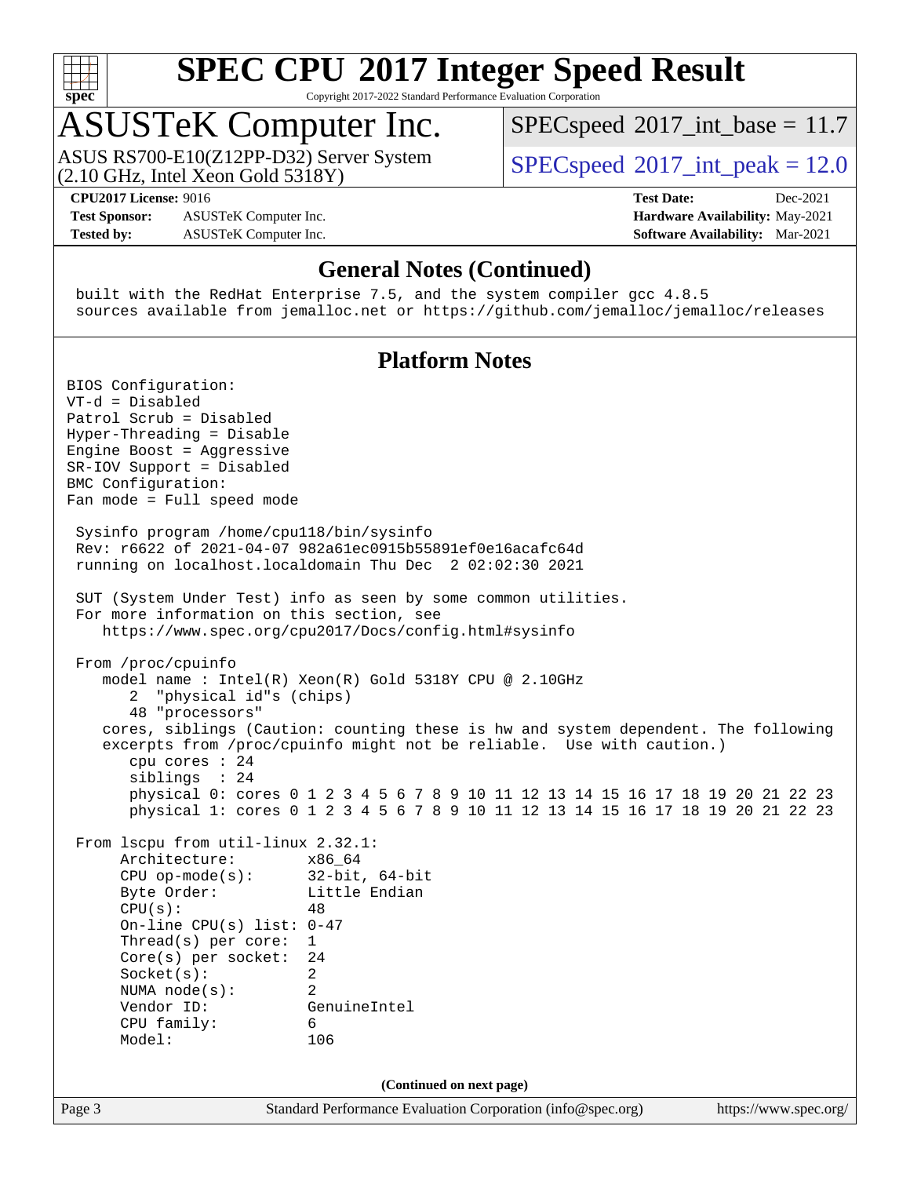# SPEC CPU 2017 Integer Speed Result

Copyright 2017-2022 Standard Performance Evaluation Corporation

## ASUSTeK Computer Inc.

ASUS RS700-E10(Z12PP-D32) Server System (2.10 GHz, Intel Xeon Gold 5318Y)

SPECspeed 2017_int_base = 11.7

SPECspeed 2017_int_peak = 12.0

**CPU2017 License:** 9016
**Test Sponsor:** ASUSTeK Computer Inc.
**Tested by:** ASUSTeK Computer Inc.

**Test Date:** Dec-2021
**Hardware Availability:** May-2021
**Software Availability:** Mar-2021

## General Notes (Continued)

```
built with the RedHat Enterprise 7.5, and the system compiler gcc 4.8.5
sources available from jemalloc.net or https://github.com/jemalloc/jemalloc/releases
```

## Platform Notes

```
BIOS Configuration:
VT-d = Disabled
Patrol Scrub = Disabled
Hyper-Threading = Disable
Engine Boost = Aggressive
SR-IOV Support = Disabled
BMC Configuration:
Fan mode = Full speed mode

 Sysinfo program /home/cpu118/bin/sysinfo
 Rev: r6622 of 2021-04-07 982a61ec0915b55891ef0e16acafc64d
 running on localhost.localdomain Thu Dec  2 02:02:30 2021

 SUT (System Under Test) info as seen by some common utilities.
 For more information on this section, see
    https://www.spec.org/cpu2017/Docs/config.html#sysinfo

 From /proc/cpuinfo
    model name : Intel(R) Xeon(R) Gold 5318Y CPU @ 2.10GHz
       2  "physical id"s (chips)
       48 "processors"
    cores, siblings (Caution: counting these is hw and system dependent. The following
    excerpts from /proc/cpuinfo might not be reliable.  Use with caution.)
       cpu cores : 24
       siblings  : 24
       physical 0: cores 0 1 2 3 4 5 6 7 8 9 10 11 12 13 14 15 16 17 18 19 20 21 22 23
       physical 1: cores 0 1 2 3 4 5 6 7 8 9 10 11 12 13 14 15 16 17 18 19 20 21 22 23

 From lscpu from util-linux 2.32.1:
      Architecture:        x86_64
      CPU op-mode(s):      32-bit, 64-bit
      Byte Order:          Little Endian
      CPU(s):              48
      On-line CPU(s) list: 0-47
      Thread(s) per core:  1
      Core(s) per socket:  24
      Socket(s):           2
      NUMA node(s):        2
      Vendor ID:           GenuineIntel
      CPU family:          6
      Model:               106
```

(Continued on next page)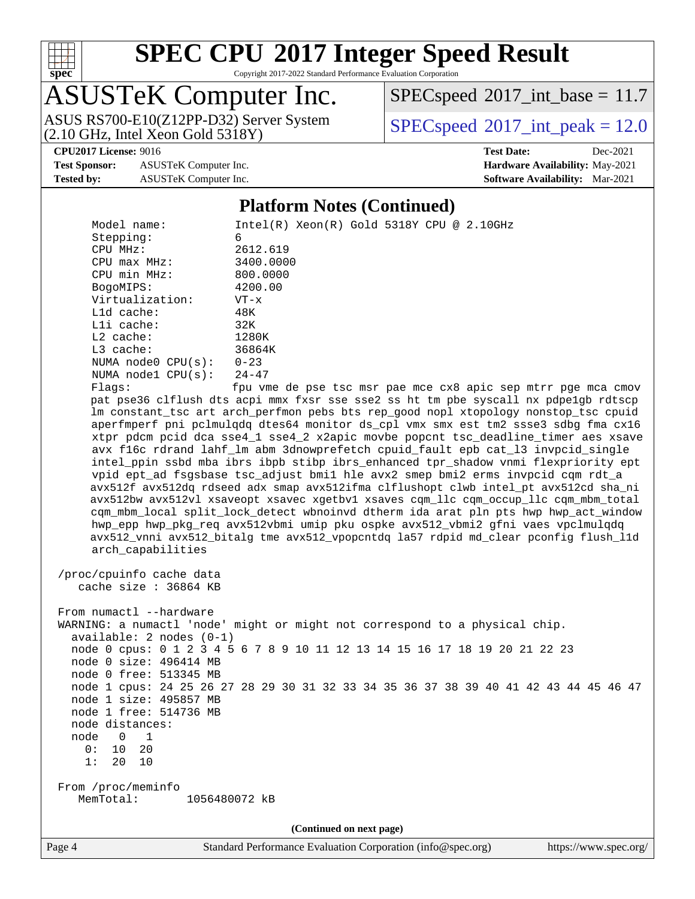## Platform Notes (Continued)

```
     Model name:          Intel(R) Xeon(R) Gold 5318Y CPU @ 2.10GHz
     Stepping:            6
     CPU MHz:             2612.619
     CPU max MHz:         3400.0000
     CPU min MHz:         800.0000
     BogoMIPS:            4200.00
     Virtualization:      VT-x
     L1d cache:           48K
     L1i cache:           32K
     L2 cache:            1280K
     L3 cache:            36864K
     NUMA node0 CPU(s):   0-23
     NUMA node1 CPU(s):   24-47
     Flags:               fpu vme de pse tsc msr pae mce cx8 apic sep mtrr pge mca cmov
     pat pse36 clflush dts acpi mmx fxsr sse sse2 ss ht tm pbe syscall nx pdpe1gb rdtscp
     lm constant_tsc art arch_perfmon pebs bts rep_good nopl xtopology nonstop_tsc cpuid
     aperfmperf pni pclmulqdq dtes64 monitor ds_cpl vmx smx est tm2 ssse3 sdbg fma cx16
     xtpr pdcm pcid dca sse4_1 sse4_2 x2apic movbe popcnt tsc_deadline_timer aes xsave
     avx f16c rdrand lahf_lm abm 3dnowprefetch cpuid_fault epb cat_l3 invpcid_single
     intel_ppin ssbd mba ibrs ibpb stibp ibrs_enhanced tpr_shadow vnmi flexpriority ept
     vpid ept_ad fsgsbase tsc_adjust bmi1 hle avx2 smep bmi2 erms invpcid cqm rdt_a
     avx512f avx512dq rdseed adx smap avx512ifma clflushopt clwb intel_pt avx512cd sha_ni
     avx512bw avx512vl xsaveopt xsavec xgetbv1 xsaves cqm_llc cqm_occup_llc cqm_mbm_total
     cqm_mbm_local split_lock_detect wbnoinvd dtherm ida arat pln pts hwp hwp_act_window
     hwp_epp hwp_pkg_req avx512vbmi umip pku ospke avx512_vbmi2 gfni vaes vpclmulqdq
     avx512_vnni avx512_bitalg tme avx512_vpopcntdq la57 rdpid md_clear pconfig flush_l1d
     arch_capabilities

 /proc/cpuinfo cache data
    cache size : 36864 KB

 From numactl --hardware
 WARNING: a numactl 'node' might or might not correspond to a physical chip.
   available: 2 nodes (0-1)
   node 0 cpus: 0 1 2 3 4 5 6 7 8 9 10 11 12 13 14 15 16 17 18 19 20 21 22 23
   node 0 size: 496414 MB
   node 0 free: 513345 MB
   node 1 cpus: 24 25 26 27 28 29 30 31 32 33 34 35 36 37 38 39 40 41 42 43 44 45 46 47
   node 1 size: 495857 MB
   node 1 free: 514736 MB
   node distances:
   node   0   1
     0:  10  20
     1:  20  10

 From /proc/meminfo
    MemTotal:       1056480072 kB
```

(Continued on next page)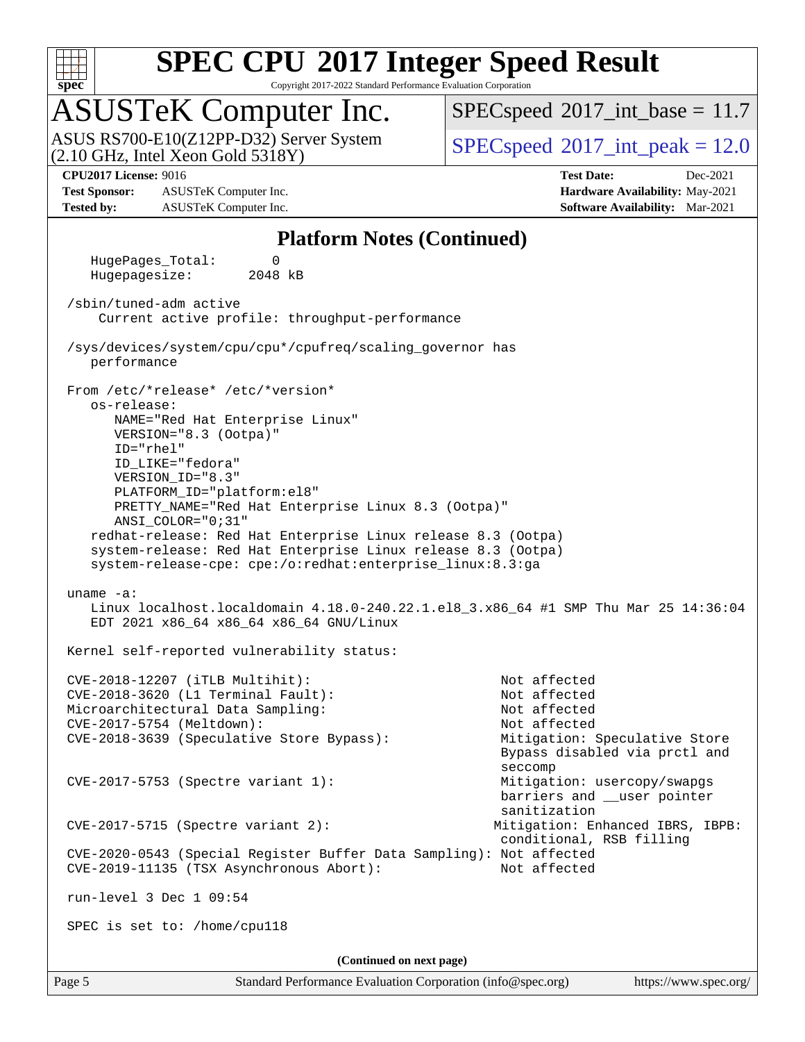## Platform Notes (Continued)

```
    HugePages_Total:       0
    Hugepagesize:       2048 kB

 /sbin/tuned-adm active
     Current active profile: throughput-performance

 /sys/devices/system/cpu/cpu*/cpufreq/scaling_governor has
    performance

 From /etc/*release* /etc/*version*
    os-release:
       NAME="Red Hat Enterprise Linux"
       VERSION="8.3 (Ootpa)"
       ID="rhel"
       ID_LIKE="fedora"
       VERSION_ID="8.3"
       PLATFORM_ID="platform:el8"
       PRETTY_NAME="Red Hat Enterprise Linux 8.3 (Ootpa)"
       ANSI_COLOR="0;31"
    redhat-release: Red Hat Enterprise Linux release 8.3 (Ootpa)
    system-release: Red Hat Enterprise Linux release 8.3 (Ootpa)
    system-release-cpe: cpe:/o:redhat:enterprise_linux:8.3:ga

 uname -a:
    Linux localhost.localdomain 4.18.0-240.22.1.el8_3.x86_64 #1 SMP Thu Mar 25 14:36:04
    EDT 2021 x86_64 x86_64 x86_64 GNU/Linux

 Kernel self-reported vulnerability status:

 CVE-2018-12207 (iTLB Multihit):                          Not affected
 CVE-2018-3620 (L1 Terminal Fault):                       Not affected
 Microarchitectural Data Sampling:                        Not affected
 CVE-2017-5754 (Meltdown):                                Not affected
 CVE-2018-3639 (Speculative Store Bypass):                Mitigation: Speculative Store
                                                          Bypass disabled via prctl and
                                                          seccomp
 CVE-2017-5753 (Spectre variant 1):                       Mitigation: usercopy/swapgs
                                                          barriers and __user pointer
                                                          sanitization
 CVE-2017-5715 (Spectre variant 2):                      Mitigation: Enhanced IBRS, IBPB:
                                                          conditional, RSB filling
 CVE-2020-0543 (Special Register Buffer Data Sampling): Not affected
 CVE-2019-11135 (TSX Asynchronous Abort):                 Not affected

 run-level 3 Dec 1 09:54

 SPEC is set to: /home/cpu118
```

(Continued on next page)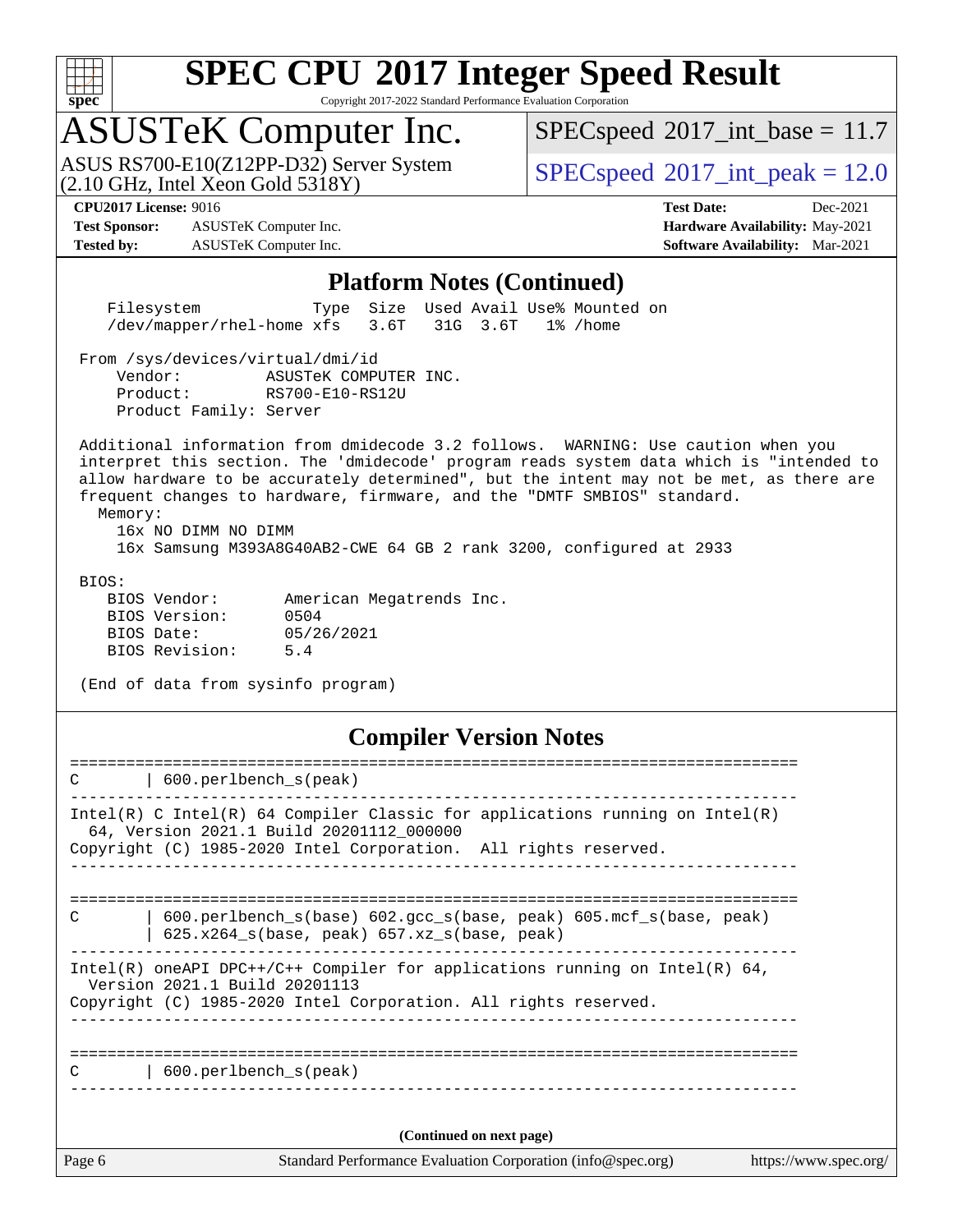## Platform Notes (Continued)

```
   Filesystem             Type  Size  Used Avail Use% Mounted on
   /dev/mapper/rhel-home xfs   3.6T   31G  3.6T   1% /home

 From /sys/devices/virtual/dmi/id
     Vendor:         ASUSTeK COMPUTER INC.
     Product:        RS700-E10-RS12U
     Product Family: Server

 Additional information from dmidecode 3.2 follows.  WARNING: Use caution when you
 interpret this section. The 'dmidecode' program reads system data which is "intended to
 allow hardware to be accurately determined", but the intent may not be met, as there are
 frequent changes to hardware, firmware, and the "DMTF SMBIOS" standard.
   Memory:
     16x NO DIMM NO DIMM
     16x Samsung M393A8G40AB2-CWE 64 GB 2 rank 3200, configured at 2933

 BIOS:
    BIOS Vendor:       American Megatrends Inc.
    BIOS Version:      0504
    BIOS Date:         05/26/2021
    BIOS Revision:     5.4

 (End of data from sysinfo program)
```

## Compiler Version Notes

```
==============================================================================
C       | 600.perlbench_s(peak)
------------------------------------------------------------------------------
Intel(R) C Intel(R) 64 Compiler Classic for applications running on Intel(R)
  64, Version 2021.1 Build 20201112_000000
Copyright (C) 1985-2020 Intel Corporation.  All rights reserved.
------------------------------------------------------------------------------

==============================================================================
C       | 600.perlbench_s(base) 602.gcc_s(base, peak) 605.mcf_s(base, peak)
        | 625.x264_s(base, peak) 657.xz_s(base, peak)
------------------------------------------------------------------------------
Intel(R) oneAPI DPC++/C++ Compiler for applications running on Intel(R) 64,
  Version 2021.1 Build 20201113
Copyright (C) 1985-2020 Intel Corporation. All rights reserved.
------------------------------------------------------------------------------

==============================================================================
C       | 600.perlbench_s(peak)
------------------------------------------------------------------------------
```

(Continued on next page)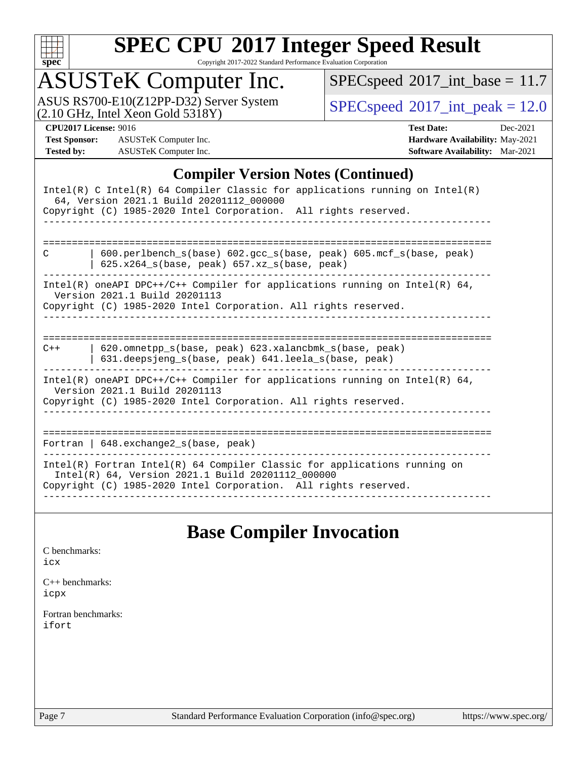# SPEC CPU 2017 Integer Speed Result

Copyright 2017-2022 Standard Performance Evaluation Corporation

## ASUSTeK Computer Inc.

ASUS RS700-E10(Z12PP-D32) Server System
(2.10 GHz, Intel Xeon Gold 5318Y)

SPECspeed 2017_int_base = 11.7

SPECspeed 2017_int_peak = 12.0

**CPU2017 License:** 9016
**Test Sponsor:** ASUSTeK Computer Inc.
**Tested by:** ASUSTeK Computer Inc.

**Test Date:** Dec-2021
**Hardware Availability:** May-2021
**Software Availability:** Mar-2021

## Compiler Version Notes (Continued)

```
Intel(R) C Intel(R) 64 Compiler Classic for applications running on Intel(R)
  64, Version 2021.1 Build 20201112_000000
Copyright (C) 1985-2020 Intel Corporation.  All rights reserved.
------------------------------------------------------------------------------

==============================================================================
C       | 600.perlbench_s(base) 602.gcc_s(base, peak) 605.mcf_s(base, peak)
        | 625.x264_s(base, peak) 657.xz_s(base, peak)
------------------------------------------------------------------------------
Intel(R) oneAPI DPC++/C++ Compiler for applications running on Intel(R) 64,
  Version 2021.1 Build 20201113
Copyright (C) 1985-2020 Intel Corporation. All rights reserved.
------------------------------------------------------------------------------

==============================================================================
C++     | 620.omnetpp_s(base, peak) 623.xalancbmk_s(base, peak)
        | 631.deepsjeng_s(base, peak) 641.leela_s(base, peak)
------------------------------------------------------------------------------
Intel(R) oneAPI DPC++/C++ Compiler for applications running on Intel(R) 64,
  Version 2021.1 Build 20201113
Copyright (C) 1985-2020 Intel Corporation. All rights reserved.
------------------------------------------------------------------------------

==============================================================================
Fortran | 648.exchange2_s(base, peak)
------------------------------------------------------------------------------
Intel(R) Fortran Intel(R) 64 Compiler Classic for applications running on
  Intel(R) 64, Version 2021.1 Build 20201112_000000
Copyright (C) 1985-2020 Intel Corporation.  All rights reserved.
------------------------------------------------------------------------------
```

## Base Compiler Invocation

C benchmarks:
icx

C++ benchmarks:
icpx

Fortran benchmarks:
ifort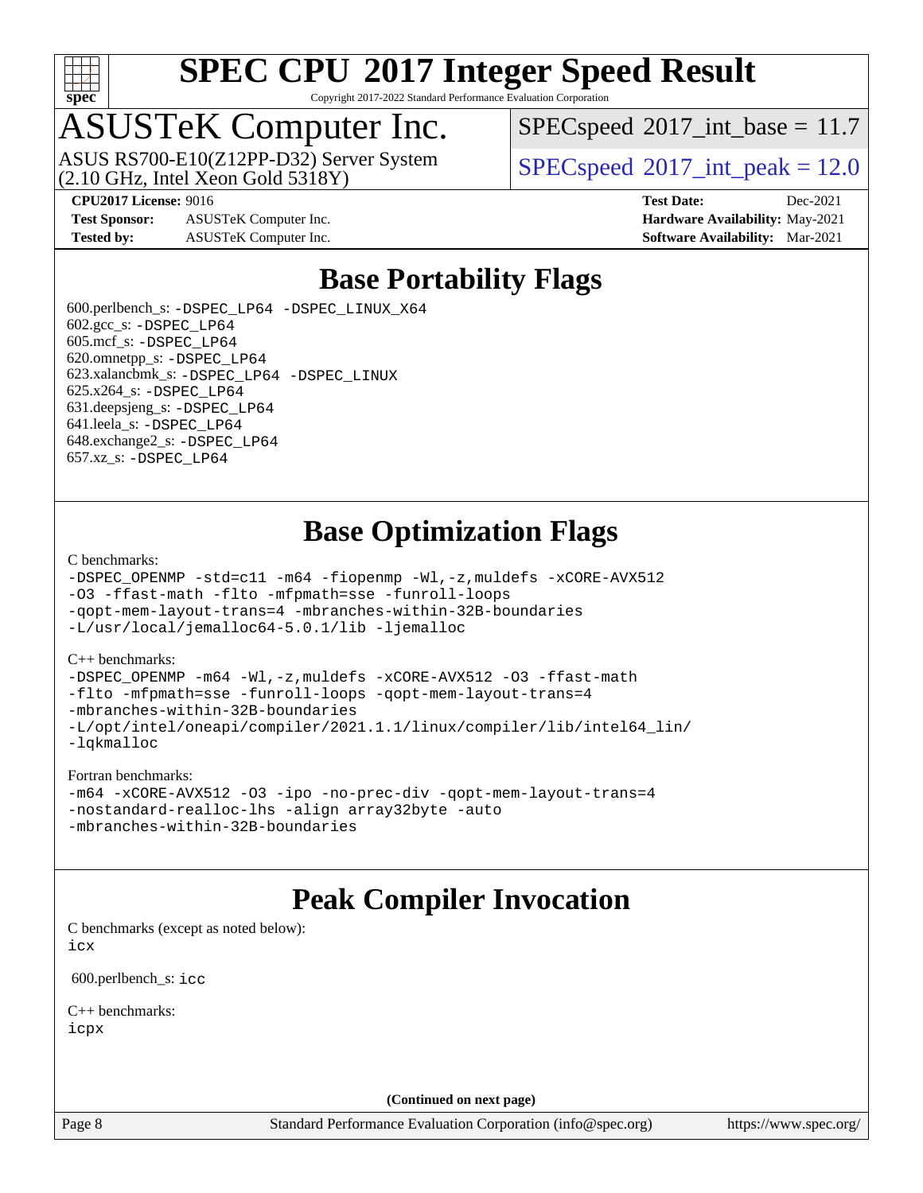# SPEC CPU 2017 Integer Speed Result

Copyright 2017-2022 Standard Performance Evaluation Corporation

## ASUSTeK Computer Inc.

ASUS RS700-E10(Z12PP-D32) Server System
(2.10 GHz, Intel Xeon Gold 5318Y)

SPECspeed 2017_int_base = 11.7

SPECspeed 2017_int_peak = 12.0

**CPU2017 License:** 9016
**Test Sponsor:** ASUSTeK Computer Inc.
**Tested by:** ASUSTeK Computer Inc.

**Test Date:** Dec-2021
**Hardware Availability:** May-2021
**Software Availability:** Mar-2021

## Base Portability Flags

600.perlbench_s: `-DSPEC_LP64 -DSPEC_LINUX_X64`
602.gcc_s: `-DSPEC_LP64`
605.mcf_s: `-DSPEC_LP64`
620.omnetpp_s: `-DSPEC_LP64`
623.xalancbmk_s: `-DSPEC_LP64 -DSPEC_LINUX`
625.x264_s: `-DSPEC_LP64`
631.deepsjeng_s: `-DSPEC_LP64`
641.leela_s: `-DSPEC_LP64`
648.exchange2_s: `-DSPEC_LP64`
657.xz_s: `-DSPEC_LP64`

## Base Optimization Flags

C benchmarks:

```
-DSPEC_OPENMP -std=c11 -m64 -fiopenmp -Wl,-z,muldefs -xCORE-AVX512
-O3 -ffast-math -flto -mfpmath=sse -funroll-loops
-qopt-mem-layout-trans=4 -mbranches-within-32B-boundaries
-L/usr/local/jemalloc64-5.0.1/lib -ljemalloc
```

C++ benchmarks:

```
-DSPEC_OPENMP -m64 -Wl,-z,muldefs -xCORE-AVX512 -O3 -ffast-math
-flto -mfpmath=sse -funroll-loops -qopt-mem-layout-trans=4
-mbranches-within-32B-boundaries
-L/opt/intel/oneapi/compiler/2021.1.1/linux/compiler/lib/intel64_lin/
-lqkmalloc
```

Fortran benchmarks:

```
-m64 -xCORE-AVX512 -O3 -ipo -no-prec-div -qopt-mem-layout-trans=4
-nostandard-realloc-lhs -align array32byte -auto
-mbranches-within-32B-boundaries
```

## Peak Compiler Invocation

C benchmarks (except as noted below):
`icx`

600.perlbench_s: `icc`

C++ benchmarks:
`icpx`

**(Continued on next page)**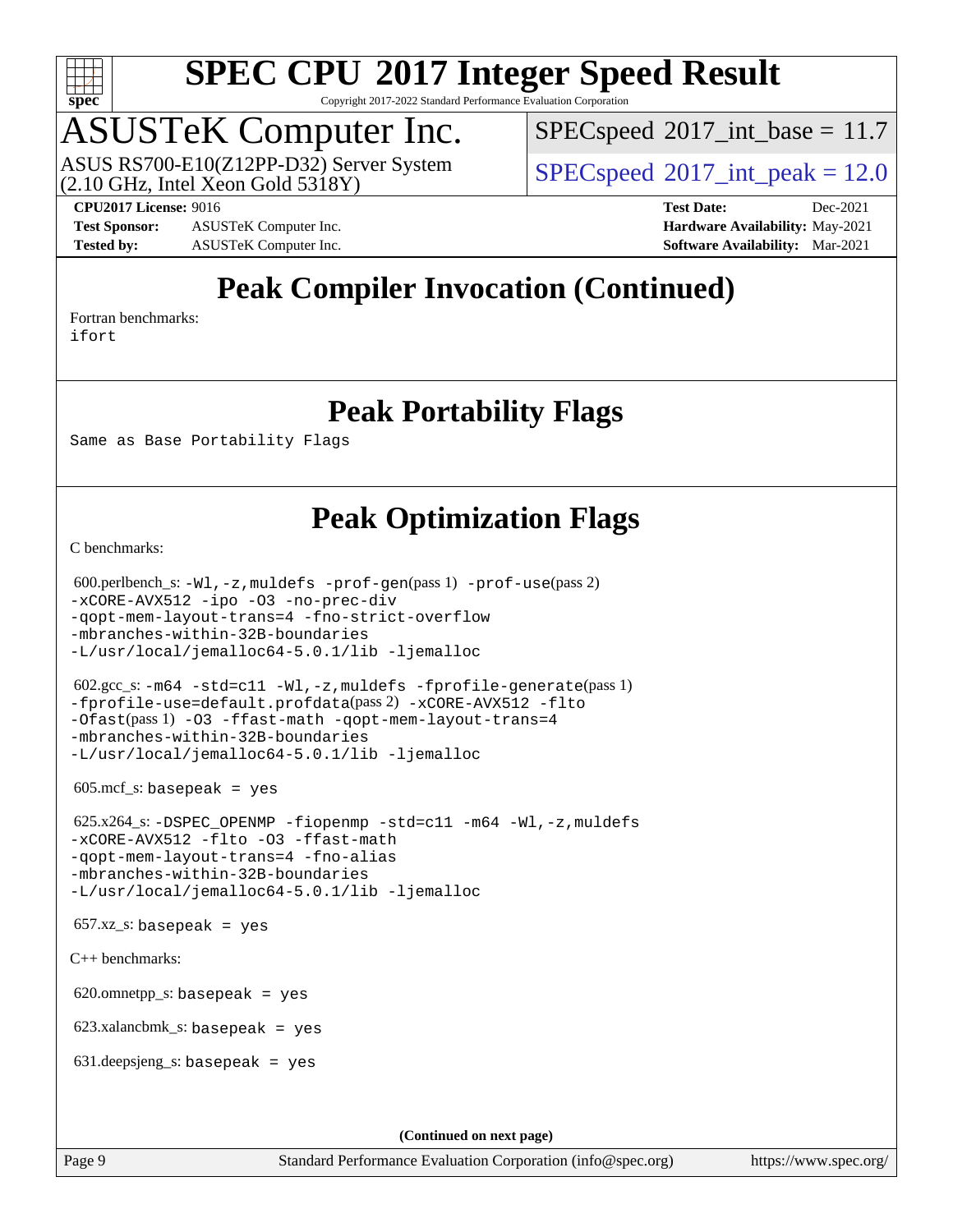# Peak Compiler Invocation (Continued)

Fortran benchmarks:
ifort

# Peak Portability Flags

Same as Base Portability Flags

# Peak Optimization Flags

C benchmarks:

600.perlbench_s: -Wl,-z,muldefs -prof-gen(pass 1) -prof-use(pass 2) -xCORE-AVX512 -ipo -O3 -no-prec-div -qopt-mem-layout-trans=4 -fno-strict-overflow -mbranches-within-32B-boundaries -L/usr/local/jemalloc64-5.0.1/lib -ljemalloc

602.gcc_s: -m64 -std=c11 -Wl,-z,muldefs -fprofile-generate(pass 1) -fprofile-use=default.profdata(pass 2) -xCORE-AVX512 -flto -Ofast(pass 1) -O3 -ffast-math -qopt-mem-layout-trans=4 -mbranches-within-32B-boundaries -L/usr/local/jemalloc64-5.0.1/lib -ljemalloc

605.mcf_s: basepeak = yes

625.x264_s: -DSPEC_OPENMP -fiopenmp -std=c11 -m64 -Wl,-z,muldefs -xCORE-AVX512 -flto -O3 -ffast-math -qopt-mem-layout-trans=4 -fno-alias -mbranches-within-32B-boundaries -L/usr/local/jemalloc64-5.0.1/lib -ljemalloc

657.xz_s: basepeak = yes

C++ benchmarks:

620.omnetpp_s: basepeak = yes

623.xalancbmk_s: basepeak = yes

631.deepsjeng_s: basepeak = yes

**(Continued on next page)**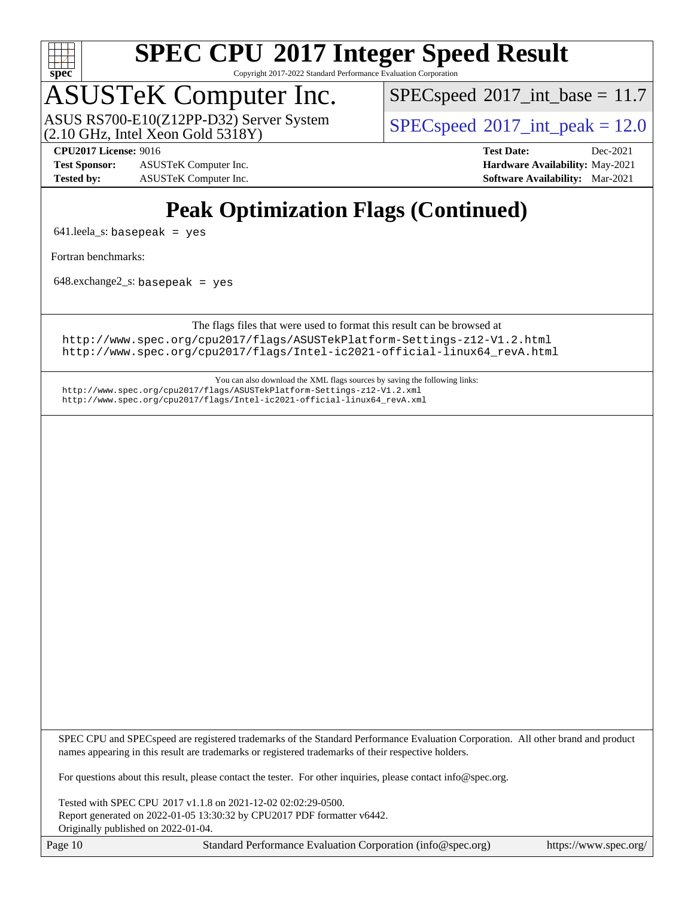## Peak Optimization Flags (Continued)

641.leela_s: basepeak = yes

Fortran benchmarks:

648.exchange2_s: basepeak = yes

The flags files that were used to format this result can be browsed at
http://www.spec.org/cpu2017/flags/ASUSTekPlatform-Settings-z12-V1.2.html
http://www.spec.org/cpu2017/flags/Intel-ic2021-official-linux64_revA.html

You can also download the XML flags sources by saving the following links:
http://www.spec.org/cpu2017/flags/ASUSTekPlatform-Settings-z12-V1.2.xml
http://www.spec.org/cpu2017/flags/Intel-ic2021-official-linux64_revA.xml

SPEC CPU and SPECspeed are registered trademarks of the Standard Performance Evaluation Corporation. All other brand and product names appearing in this result are trademarks or registered trademarks of their respective holders.

For questions about this result, please contact the tester. For other inquiries, please contact info@spec.org.

Tested with SPEC CPU 2017 v1.1.8 on 2021-12-02 02:02:29-0500.
Report generated on 2022-01-05 13:30:32 by CPU2017 PDF formatter v6442.
Originally published on 2022-01-04.